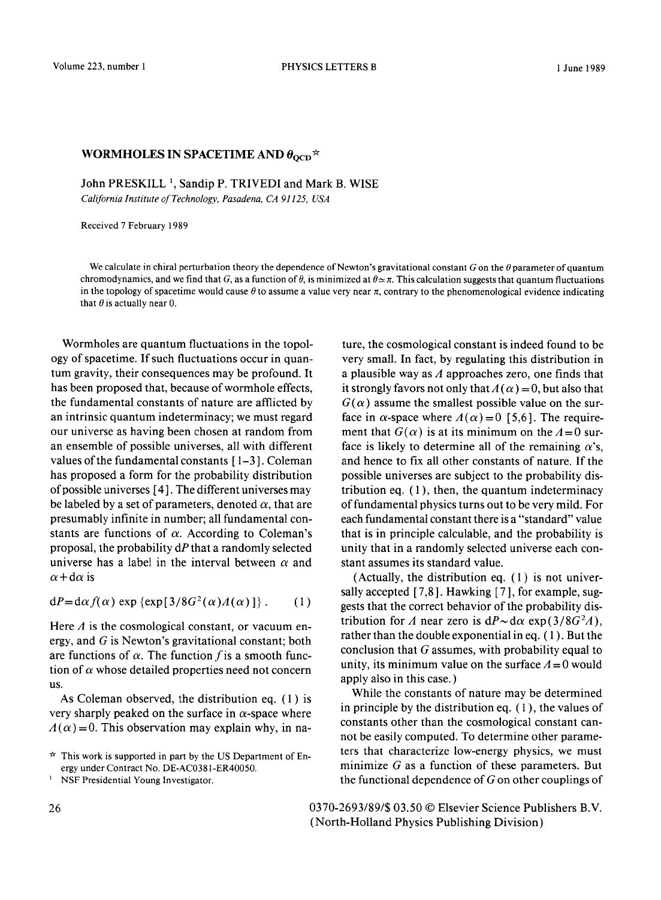# WORMHOLES IN SPACETIME AND $\theta_{QCD}$ ☆

John PRESKILL [1], Sandip P. TRIVEDI and Mark B. WISE

*California Institute of Technology, Pasadena, CA 91125, USA*

Received 7 February 1989

We calculate in chiral perturbation theory the dependence of Newton's gravitational constant $G$ on the $\theta$ parameter of quantum chromodynamics, and we find that $G$, as a function of $\theta$, is minimized at $\theta \simeq \pi$. This calculation suggests that quantum fluctuations in the topology of spacetime would cause $\theta$ to assume a value very near $\pi$, contrary to the phenomenological evidence indicating that $\theta$ is actually near 0.

Wormholes are quantum fluctuations in the topology of spacetime. If such fluctuations occur in quantum gravity, their consequences may be profound. It has been proposed that, because of wormhole effects, the fundamental constants of nature are afflicted by an intrinsic quantum indeterminacy; we must regard our universe as having been chosen at random from an ensemble of possible universes, all with different values of the fundamental constants [1–3]. Coleman has proposed a form for the probability distribution of possible universes [4]. The different universes may be labeled by a set of parameters, denoted $\alpha$, that are presumably infinite in number; all fundamental constants are functions of $\alpha$. According to Coleman's proposal, the probability $dP$ that a randomly selected universe has a label in the interval between $\alpha$ and $\alpha + d\alpha$ is

$$dP = d\alpha\, f(\alpha)\, \exp\{\exp[3/8G^2(\alpha)\Lambda(\alpha)]\}\,. \qquad (1)$$

Here $\Lambda$ is the cosmological constant, or vacuum energy, and $G$ is Newton's gravitational constant; both are functions of $\alpha$. The function $f$ is a smooth function of $\alpha$ whose detailed properties need not concern us.

As Coleman observed, the distribution eq. (1) is very sharply peaked on the surface in $\alpha$-space where $\Lambda(\alpha) = 0$. This observation may explain why, in nature, the cosmological constant is indeed found to be very small. In fact, by regulating this distribution in a plausible way as $\Lambda$ approaches zero, one finds that it strongly favors not only that $\Lambda(\alpha) = 0$, but also that $G(\alpha)$ assume the smallest possible value on the surface in $\alpha$-space where $\Lambda(\alpha) = 0$ [5,6]. The requirement that $G(\alpha)$ is at its minimum on the $\Lambda = 0$ surface is likely to determine all of the remaining $\alpha$'s, and hence to fix all other constants of nature. If the possible universes are subject to the probability distribution eq. (1), then, the quantum indeterminacy of fundamental physics turns out to be very mild. For each fundamental constant there is a "standard" value that is in principle calculable, and the probability is unity that in a randomly selected universe each constant assumes its standard value.

(Actually, the distribution eq. (1) is not universally accepted [7,8]. Hawking [7], for example, suggests that the correct behavior of the probability distribution for $\Lambda$ near zero is $dP \sim d\alpha\, \exp(3/8G^2\Lambda)$, rather than the double exponential in eq. (1). But the conclusion that $G$ assumes, with probability equal to unity, its minimum value on the surface $\Lambda = 0$ would apply also in this case.)

While the constants of nature may be determined in principle by the distribution eq. (1), the values of constants other than the cosmological constant cannot be easily computed. To determine other parameters that characterize low-energy physics, we must minimize $G$ as a function of these parameters. But the functional dependence of $G$ on other couplings of

☆ This work is supported in part by the US Department of Energy under Contract No. DE-AC0381-ER40050.

[1] NSF Presidential Young Investigator.

0370-2693/89/$ 03.50 © Elsevier Science Publishers B.V. (North-Holland Physics Publishing Division)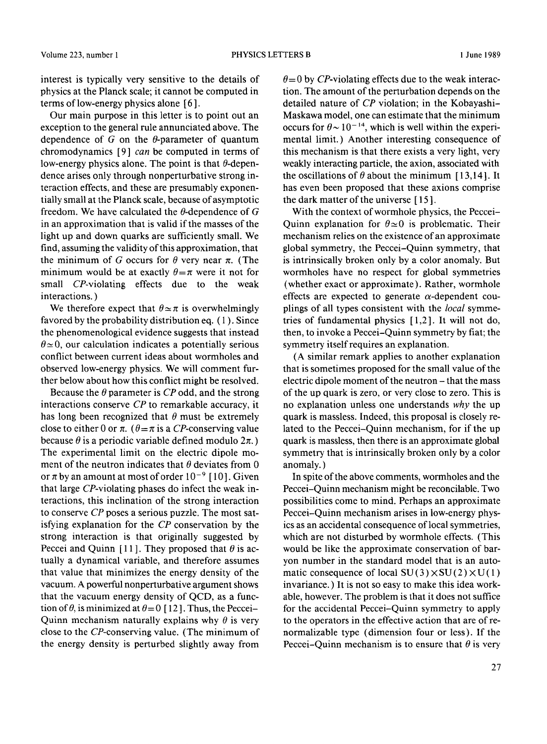interest is typically very sensitive to the details of physics at the Planck scale; it cannot be computed in terms of low-energy physics alone [6].

Our main purpose in this letter is to point out an exception to the general rule annunciated above. The dependence of $G$ on the $\theta$-parameter of quantum chromodynamics [9] *can* be computed in terms of low-energy physics alone. The point is that $\theta$-dependence arises only through nonperturbative strong interaction effects, and these are presumably exponentially small at the Planck scale, because of asymptotic freedom. We have calculated the $\theta$-dependence of $G$ in an approximation that is valid if the masses of the light up and down quarks are sufficiently small. We find, assuming the validity of this approximation, that the minimum of $G$ occurs for $\theta$ very near $\pi$. (The minimum would be at exactly $\theta = \pi$ were it not for small *CP*-violating effects due to the weak interactions.)

We therefore expect that $\theta \simeq \pi$ is overwhelmingly favored by the probability distribution eq. (1). Since the phenomenological evidence suggests that instead $\theta \simeq 0$, our calculation indicates a potentially serious conflict between current ideas about wormholes and observed low-energy physics. We will comment further below about how this conflict might be resolved.

Because the $\theta$ parameter is *CP* odd, and the strong interactions conserve *CP* to remarkable accuracy, it has long been recognized that $\theta$ must be extremely close to either 0 or $\pi$. ($\theta = \pi$ is a *CP*-conserving value because $\theta$ is a periodic variable defined modulo $2\pi$.) The experimental limit on the electric dipole moment of the neutron indicates that $\theta$ deviates from 0 or $\pi$ by an amount at most of order $10^{-9}$ [10]. Given that large *CP*-violating phases do infect the weak interactions, this inclination of the strong interaction to conserve *CP* poses a serious puzzle. The most satisfying explanation for the *CP* conservation by the strong interaction is that originally suggested by Peccei and Quinn [11]. They proposed that $\theta$ is actually a dynamical variable, and therefore assumes that value that minimizes the energy density of the vacuum. A powerful nonperturbative argument shows that the vacuum energy density of QCD, as a function of $\theta$, is minimized at $\theta = 0$ [12]. Thus, the Peccei–Quinn mechanism naturally explains why $\theta$ is very close to the *CP*-conserving value. (The minimum of the energy density is perturbed slightly away from $\theta = 0$ by *CP*-violating effects due to the weak interaction. The amount of the perturbation depends on the detailed nature of *CP* violation; in the Kobayashi–Maskawa model, one can estimate that the minimum occurs for $\theta \sim 10^{-14}$, which is well within the experimental limit.) Another interesting consequence of this mechanism is that there exists a very light, very weakly interacting particle, the axion, associated with the oscillations of $\theta$ about the minimum [13,14]. It has even been proposed that these axions comprise the dark matter of the universe [15].

With the context of wormhole physics, the Peccei–Quinn explanation for $\theta \simeq 0$ is problematic. Their mechanism relies on the existence of an approximate global symmetry, the Peccei–Quinn symmetry, that is intrinsically broken only by a color anomaly. But wormholes have no respect for global symmetries (whether exact or approximate). Rather, wormhole effects are expected to generate $\alpha$-dependent couplings of all types consistent with the *local* symmetries of fundamental physics [1,2]. It will not do, then, to invoke a Peccei–Quinn symmetry by fiat; the symmetry itself requires an explanation.

(A similar remark applies to another explanation that is sometimes proposed for the small value of the electric dipole moment of the neutron – that the mass of the up quark is zero, or very close to zero. This is no explanation unless one understands *why* the up quark is massless. Indeed, this proposal is closely related to the Peccei–Quinn mechanism, for if the up quark is massless, then there is an approximate global symmetry that is intrinsically broken only by a color anomaly.)

In spite of the above comments, wormholes and the Peccei–Quinn mechanism might be reconcilable. Two possibilities come to mind. Perhaps an approximate Peccei–Quinn mechanism arises in low-energy physics as an accidental consequence of local symmetries, which are not disturbed by wormhole effects. (This would be like the approximate conservation of baryon number in the standard model that is an automatic consequence of local $SU(3) \times SU(2) \times U(1)$ invariance.) It is not so easy to make this idea workable, however. The problem is that it does not suffice for the accidental Peccei–Quinn symmetry to apply to the operators in the effective action that are of renormalizable type (dimension four or less). If the Peccei–Quinn mechanism is to ensure that $\theta$ is very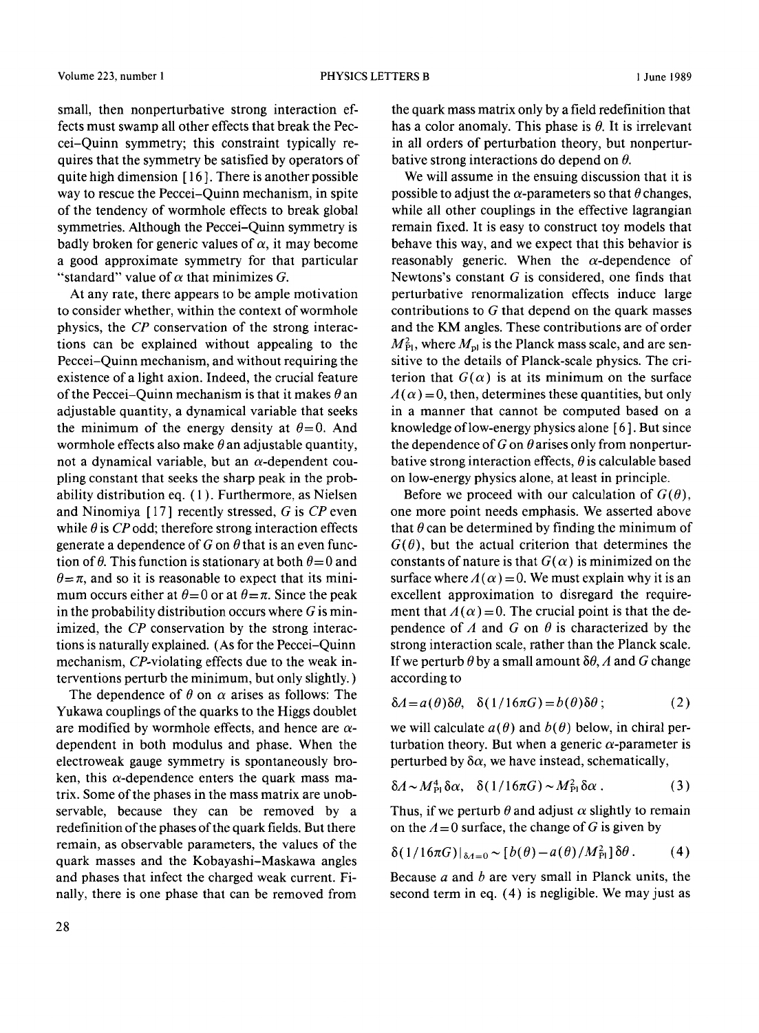small, then nonperturbative strong interaction effects must swamp all other effects that break the Peccei–Quinn symmetry; this constraint typically requires that the symmetry be satisfied by operators of quite high dimension [16]. There is another possible way to rescue the Peccei–Quinn mechanism, in spite of the tendency of wormhole effects to break global symmetries. Although the Peccei–Quinn symmetry is badly broken for generic values of $\alpha$, it may become a good approximate symmetry for that particular "standard" value of $\alpha$ that minimizes $G$.

At any rate, there appears to be ample motivation to consider whether, within the context of wormhole physics, the *CP* conservation of the strong interactions can be explained without appealing to the Peccei–Quinn mechanism, and without requiring the existence of a light axion. Indeed, the crucial feature of the Peccei–Quinn mechanism is that it makes $\theta$ an adjustable quantity, a dynamical variable that seeks the minimum of the energy density at $\theta=0$. And wormhole effects also make $\theta$ an adjustable quantity, not a dynamical variable, but an $\alpha$-dependent coupling constant that seeks the sharp peak in the probability distribution eq. (1). Furthermore, as Nielsen and Ninomiya [17] recently stressed, $G$ is *CP* even while $\theta$ is *CP* odd; therefore strong interaction effects generate a dependence of $G$ on $\theta$ that is an even function of $\theta$. This function is stationary at both $\theta=0$ and $\theta=\pi$, and so it is reasonable to expect that its minimum occurs either at $\theta=0$ or at $\theta=\pi$. Since the peak in the probability distribution occurs where $G$ is minimized, the *CP* conservation by the strong interactions is naturally explained. (As for the Peccei–Quinn mechanism, *CP*-violating effects due to the weak interventions perturb the minimum, but only slightly.)

The dependence of $\theta$ on $\alpha$ arises as follows: The Yukawa couplings of the quarks to the Higgs doublet are modified by wormhole effects, and hence are $\alpha$-dependent in both modulus and phase. When the electroweak gauge symmetry is spontaneously broken, this $\alpha$-dependence enters the quark mass matrix. Some of the phases in the mass matrix are unobservable, because they can be removed by a redefinition of the phases of the quark fields. But there remain, as observable parameters, the values of the quark masses and the Kobayashi–Maskawa angles and phases that infect the charged weak current. Finally, there is one phase that can be removed from the quark mass matrix only by a field redefinition that has a color anomaly. This phase is $\theta$. It is irrelevant in all orders of perturbation theory, but nonperturbative strong interactions do depend on $\theta$.

We will assume in the ensuing discussion that it is possible to adjust the $\alpha$-parameters so that $\theta$ changes, while all other couplings in the effective lagrangian remain fixed. It is easy to construct toy models that behave this way, and we expect that this behavior is reasonably generic. When the $\alpha$-dependence of Newtons's constant $G$ is considered, one finds that perturbative renormalization effects induce large contributions to $G$ that depend on the quark masses and the KM angles. These contributions are of order $M_{\rm Pl}^2$, where $M_{\rm Pl}$ is the Planck mass scale, and are sensitive to the details of Planck-scale physics. The criterion that $G(\alpha)$ is at its minimum on the surface $\Lambda(\alpha)=0$, then, determines these quantities, but only in a manner that cannot be computed based on a knowledge of low-energy physics alone [6]. But since the dependence of $G$ on $\theta$ arises only from nonperturbative strong interaction effects, $\theta$ is calculable based on low-energy physics alone, at least in principle.

Before we proceed with our calculation of $G(\theta)$, one more point needs emphasis. We asserted above that $\theta$ can be determined by finding the minimum of $G(\theta)$, but the actual criterion that determines the constants of nature is that $G(\alpha)$ is minimized on the surface where $\Lambda(\alpha)=0$. We must explain why it is an excellent approximation to disregard the requirement that $\Lambda(\alpha)=0$. The crucial point is that the dependence of $\Lambda$ and $G$ on $\theta$ is characterized by the strong interaction scale, rather than the Planck scale. If we perturb $\theta$ by a small amount $\delta\theta$, $\Lambda$ and $G$ change according to

$$\delta\Lambda=a(\theta)\delta\theta,\quad \delta(1/16\pi G)=b(\theta)\delta\theta\,; \tag{2}$$

we will calculate $a(\theta)$ and $b(\theta)$ below, in chiral perturbation theory. But when a generic $\alpha$-parameter is perturbed by $\delta\alpha$, we have instead, schematically,

$$\delta\Lambda\sim M_{\rm Pl}^4\,\delta\alpha,\quad \delta(1/16\pi G)\sim M_{\rm Pl}^2\,\delta\alpha\,. \tag{3}$$

Thus, if we perturb $\theta$ and adjust $\alpha$ slightly to remain on the $\Lambda=0$ surface, the change of $G$ is given by

$$\delta(1/16\pi G)|_{\delta\Lambda=0}\sim[b(\theta)-a(\theta)/M_{\rm Pl}^2]\,\delta\theta\,. \tag{4}$$

Because $a$ and $b$ are very small in Planck units, the second term in eq. (4) is negligible. We may just as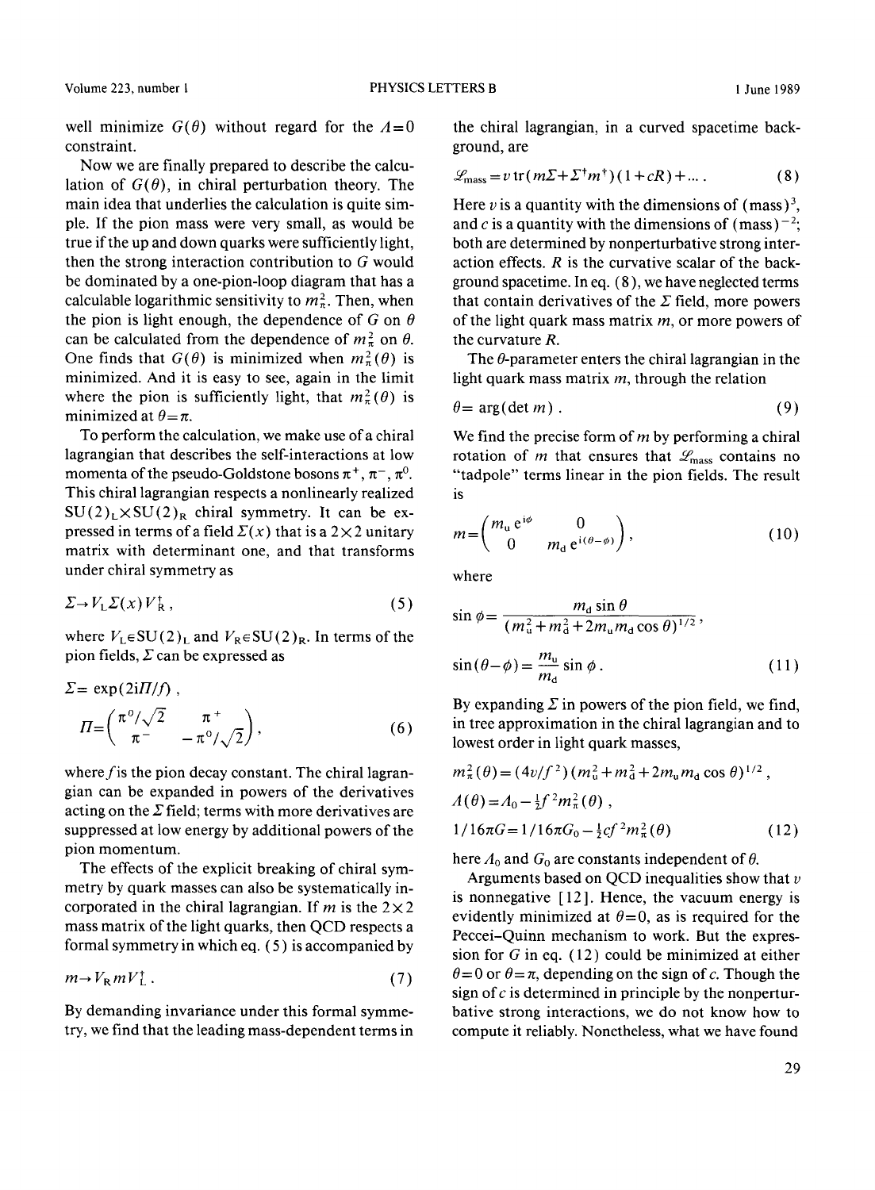well minimize $G(\theta)$ without regard for the $\Lambda = 0$ constraint.

Now we are finally prepared to describe the calculation of $G(\theta)$, in chiral perturbation theory. The main idea that underlies the calculation is quite simple. If the pion mass were very small, as would be true if the up and down quarks were sufficiently light, then the strong interaction contribution to $G$ would be dominated by a one-pion-loop diagram that has a calculable logarithmic sensitivity to $m_\pi^2$. Then, when the pion is light enough, the dependence of $G$ on $\theta$ can be calculated from the dependence of $m_\pi^2$ on $\theta$. One finds that $G(\theta)$ is minimized when $m_\pi^2(\theta)$ is minimized. And it is easy to see, again in the limit where the pion is sufficiently light, that $m_\pi^2(\theta)$ is minimized at $\theta = \pi$.

To perform the calculation, we make use of a chiral lagrangian that describes the self-interactions at low momenta of the pseudo-Goldstone bosons $\pi^+$, $\pi^-$, $\pi^0$. This chiral lagrangian respects a nonlinearly realized $SU(2)_L \times SU(2)_R$ chiral symmetry. It can be expressed in terms of a field $\Sigma(x)$ that is a $2\times 2$ unitary matrix with determinant one, and that transforms under chiral symmetry as

$$\Sigma \to V_L \Sigma(x) V_R^\dagger , \tag{5}$$

where $V_L \in SU(2)_L$ and $V_R \in SU(2)_R$. In terms of the pion fields, $\Sigma$ can be expressed as

$$\Sigma = \exp(2i\Pi/f) ,$$
$$\Pi = \begin{pmatrix} \pi^0/\sqrt{2} & \pi^+ \\ \pi^- & -\pi^0/\sqrt{2} \end{pmatrix} , \tag{6}$$

where $f$ is the pion decay constant. The chiral lagrangian can be expanded in powers of the derivatives acting on the $\Sigma$ field; terms with more derivatives are suppressed at low energy by additional powers of the pion momentum.

The effects of the explicit breaking of chiral symmetry by quark masses can also be systematically incorporated in the chiral lagrangian. If $m$ is the $2\times 2$ mass matrix of the light quarks, then QCD respects a formal symmetry in which eq. (5) is accompanied by

$$m \to V_R m V_L^\dagger . \tag{7}$$

By demanding invariance under this formal symmetry, we find that the leading mass-dependent terms in the chiral lagrangian, in a curved spacetime background, are

$$\mathscr{L}_{\text{mass}} = v\, \mathrm{tr}(m\Sigma + \Sigma^\dagger m^\dagger)(1 + cR) + \dots . \tag{8}$$

Here $v$ is a quantity with the dimensions of $(\text{mass})^3$, and $c$ is a quantity with the dimensions of $(\text{mass})^{-2}$; both are determined by nonperturbative strong interaction effects. $R$ is the curvative scalar of the background spacetime. In eq. (8), we have neglected terms that contain derivatives of the $\Sigma$ field, more powers of the light quark mass matrix $m$, or more powers of the curvature $R$.

The $\theta$-parameter enters the chiral lagrangian in the light quark mass matrix $m$, through the relation

$$\theta = \arg(\det m) . \tag{9}$$

We find the precise form of $m$ by performing a chiral rotation of $m$ that ensures that $\mathscr{L}_{\text{mass}}$ contains no "tadpole" terms linear in the pion fields. The result is

$$m = \begin{pmatrix} m_u\, e^{i\phi} & 0 \\ 0 & m_d\, e^{i(\theta-\phi)} \end{pmatrix} , \tag{10}$$

where

$$\sin\phi = \frac{m_d \sin\theta}{(m_u^2 + m_d^2 + 2m_u m_d \cos\theta)^{1/2}} ,$$
$$\sin(\theta - \phi) = \frac{m_u}{m_d}\sin\phi . \tag{11}$$

By expanding $\Sigma$ in powers of the pion field, we find, in tree approximation in the chiral lagrangian and to lowest order in light quark masses,

$$m_\pi^2(\theta) = (4v/f^2)(m_u^2 + m_d^2 + 2m_u m_d \cos\theta)^{1/2} ,$$
$$\Lambda(\theta) = \Lambda_0 - \tfrac{1}{2} f^2 m_\pi^2(\theta) ,$$
$$1/16\pi G = 1/16\pi G_0 - \tfrac{1}{2} c f^2 m_\pi^2(\theta) \tag{12}$$

here $\Lambda_0$ and $G_0$ are constants independent of $\theta$.

Arguments based on QCD inequalities show that $v$ is nonnegative [12]. Hence, the vacuum energy is evidently minimized at $\theta = 0$, as is required for the Peccei–Quinn mechanism to work. But the expression for $G$ in eq. (12) could be minimized at either $\theta = 0$ or $\theta = \pi$, depending on the sign of $c$. Though the sign of $c$ is determined in principle by the nonperturbative strong interactions, we do not know how to compute it reliably. Nonetheless, what we have found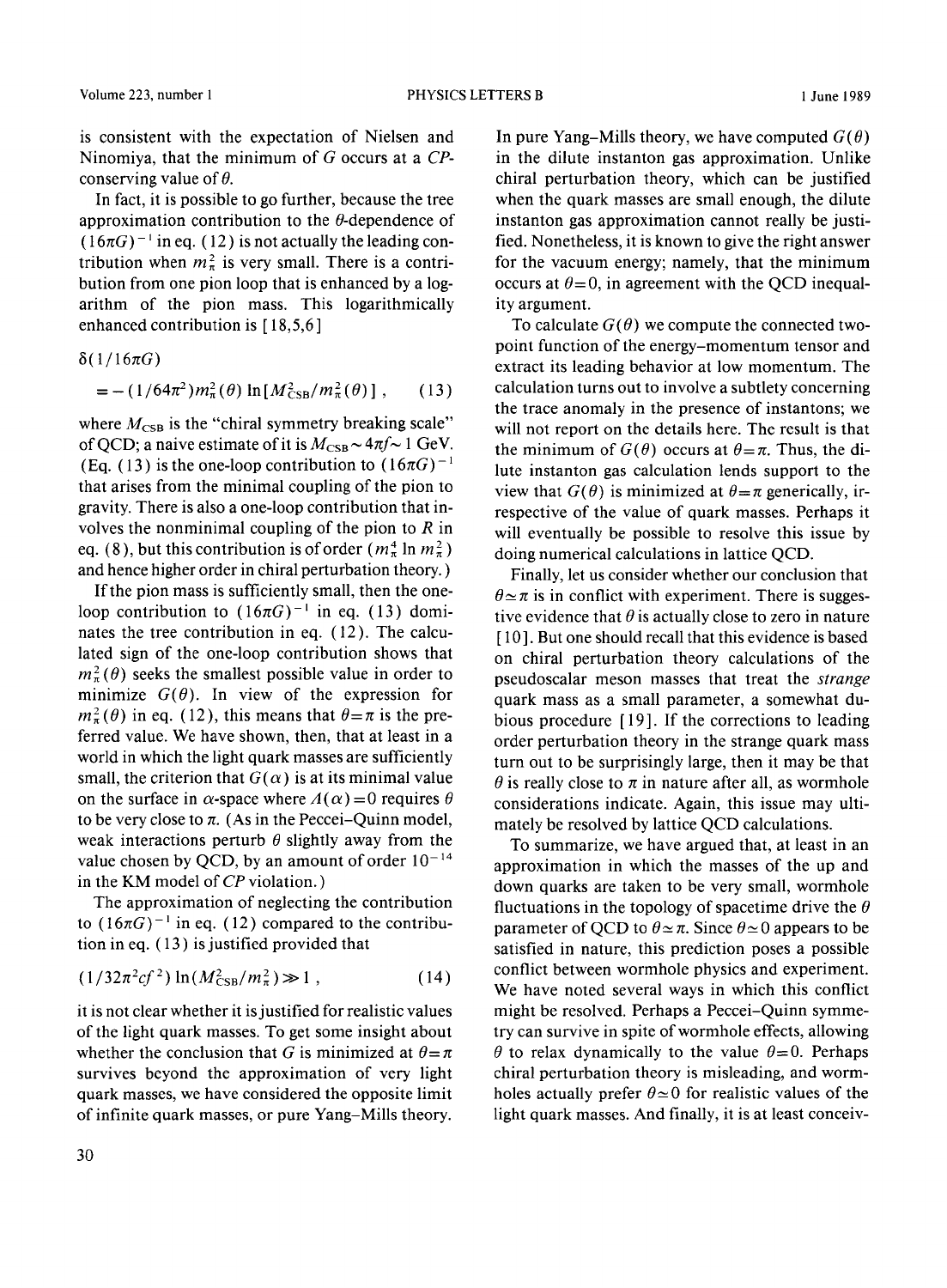is consistent with the expectation of Nielsen and Ninomiya, that the minimum of $G$ occurs at a $CP$-conserving value of $\theta$.

In fact, it is possible to go further, because the tree approximation contribution to the $\theta$-dependence of $(16\pi G)^{-1}$ in eq. (12) is not actually the leading contribution when $m_\pi^2$ is very small. There is a contribution from one pion loop that is enhanced by a logarithm of the pion mass. This logarithmically enhanced contribution is [18,5,6]

$$\delta(1/16\pi G) = -(1/64\pi^2) m_\pi^2(\theta) \ln[M_{\rm CSB}^2/m_\pi^2(\theta)] , \qquad (13)$$

where $M_{\rm CSB}$ is the "chiral symmetry breaking scale" of QCD; a naive estimate of it is $M_{\rm CSB} \sim 4\pi f \sim 1$ GeV. (Eq. (13) is the one-loop contribution to $(16\pi G)^{-1}$ that arises from the minimal coupling of the pion to gravity. There is also a one-loop contribution that involves the nonminimal coupling of the pion to $R$ in eq. (8), but this contribution is of order $(m_\pi^4 \ln m_\pi^2)$ and hence higher order in chiral perturbation theory.)

If the pion mass is sufficiently small, then the one-loop contribution to $(16\pi G)^{-1}$ in eq. (13) dominates the tree contribution in eq. (12). The calculated sign of the one-loop contribution shows that $m_\pi^2(\theta)$ seeks the smallest possible value in order to minimize $G(\theta)$. In view of the expression for $m_\pi^2(\theta)$ in eq. (12), this means that $\theta = \pi$ is the preferred value. We have shown, then, that at least in a world in which the light quark masses are sufficiently small, the criterion that $G(\alpha)$ is at its minimal value on the surface in $\alpha$-space where $\Lambda(\alpha) = 0$ requires $\theta$ to be very close to $\pi$. (As in the Peccei–Quinn model, weak interactions perturb $\theta$ slightly away from the value chosen by QCD, by an amount of order $10^{-14}$ in the KM model of $CP$ violation.)

The approximation of neglecting the contribution to $(16\pi G)^{-1}$ in eq. (12) compared to the contribution in eq. (13) is justified provided that

$$(1/32\pi^2 c f^2) \ln(M_{\rm CSB}^2/m_\pi^2) \gg 1 , \qquad (14)$$

it is not clear whether it is justified for realistic values of the light quark masses. To get some insight about whether the conclusion that $G$ is minimized at $\theta = \pi$ survives beyond the approximation of very light quark masses, we have considered the opposite limit of infinite quark masses, or pure Yang–Mills theory. In pure Yang–Mills theory, we have computed $G(\theta)$ in the dilute instanton gas approximation. Unlike chiral perturbation theory, which can be justified when the quark masses are small enough, the dilute instanton gas approximation cannot really be justified. Nonetheless, it is known to give the right answer for the vacuum energy; namely, that the minimum occurs at $\theta = 0$, in agreement with the QCD inequality argument.

To calculate $G(\theta)$ we compute the connected two-point function of the energy–momentum tensor and extract its leading behavior at low momentum. The calculation turns out to involve a subtlety concerning the trace anomaly in the presence of instantons; we will not report on the details here. The result is that the minimum of $G(\theta)$ occurs at $\theta = \pi$. Thus, the dilute instanton gas calculation lends support to the view that $G(\theta)$ is minimized at $\theta = \pi$ generically, irrespective of the value of quark masses. Perhaps it will eventually be possible to resolve this issue by doing numerical calculations in lattice QCD.

Finally, let us consider whether our conclusion that $\theta \simeq \pi$ is in conflict with experiment. There is suggestive evidence that $\theta$ is actually close to zero in nature [10]. But one should recall that this evidence is based on chiral perturbation theory calculations of the pseudoscalar meson masses that treat the *strange* quark mass as a small parameter, a somewhat dubious procedure [19]. If the corrections to leading order perturbation theory in the strange quark mass turn out to be surprisingly large, then it may be that $\theta$ is really close to $\pi$ in nature after all, as wormhole considerations indicate. Again, this issue may ultimately be resolved by lattice QCD calculations.

To summarize, we have argued that, at least in an approximation in which the masses of the up and down quarks are taken to be very small, wormhole fluctuations in the topology of spacetime drive the $\theta$ parameter of QCD to $\theta \simeq \pi$. Since $\theta \simeq 0$ appears to be satisfied in nature, this prediction poses a possible conflict between wormhole physics and experiment. We have noted several ways in which this conflict might be resolved. Perhaps a Peccei–Quinn symmetry can survive in spite of wormhole effects, allowing $\theta$ to relax dynamically to the value $\theta = 0$. Perhaps chiral perturbation theory is misleading, and wormholes actually prefer $\theta \simeq 0$ for realistic values of the light quark masses. And finally, it is at least conceiv-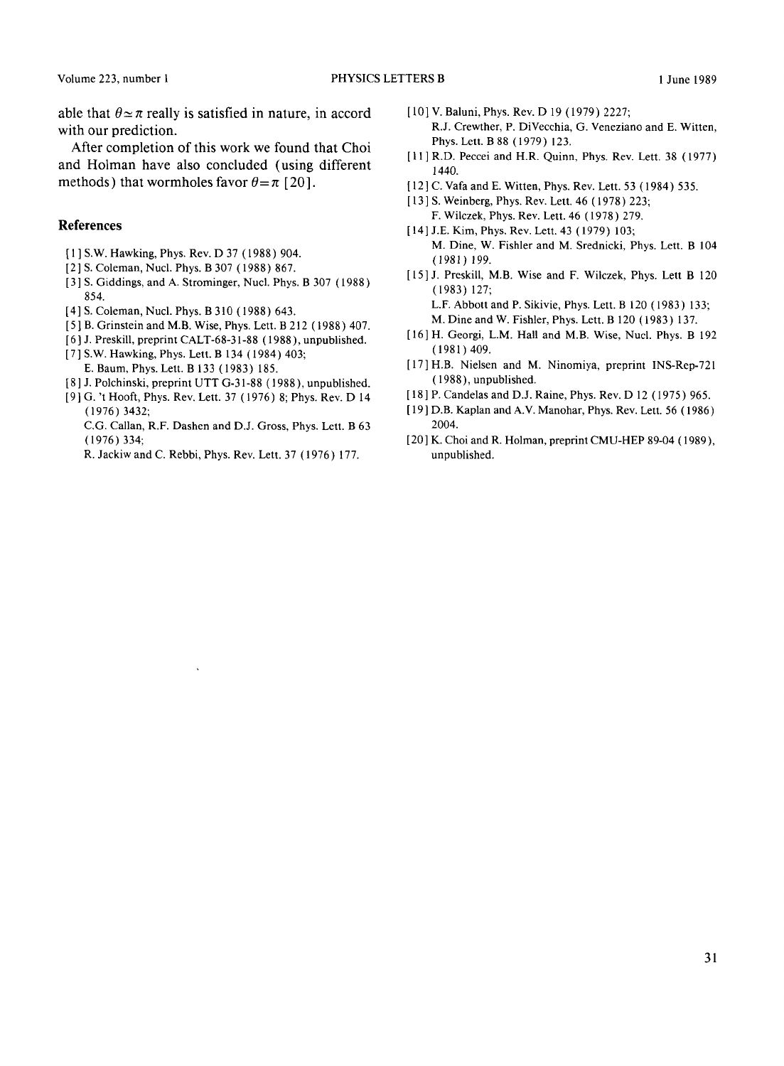able that $\theta \simeq \pi$ really is satisfied in nature, in accord with our prediction.

After completion of this work we found that Choi and Holman have also concluded (using different methods) that wormholes favor $\theta = \pi$ [20].

## References

[1] S.W. Hawking, Phys. Rev. D 37 (1988) 904.

[2] S. Coleman, Nucl. Phys. B 307 (1988) 867.

[3] S. Giddings, and A. Strominger, Nucl. Phys. B 307 (1988) 854.

[4] S. Coleman, Nucl. Phys. B 310 (1988) 643.

[5] B. Grinstein and M.B. Wise, Phys. Lett. B 212 (1988) 407.

[6] J. Preskill, preprint CALT-68-31-88 (1988), unpublished.

[7] S.W. Hawking, Phys. Lett. B 134 (1984) 403;
E. Baum, Phys. Lett. B 133 (1983) 185.

[8] J. Polchinski, preprint UTT G-31-88 (1988), unpublished.

[9] G. 't Hooft, Phys. Rev. Lett. 37 (1976) 8; Phys. Rev. D 14 (1976) 3432;
C.G. Callan, R.F. Dashen and D.J. Gross, Phys. Lett. B 63 (1976) 334;
R. Jackiw and C. Rebbi, Phys. Rev. Lett. 37 (1976) 177.

[10] V. Baluni, Phys. Rev. D 19 (1979) 2227;
R.J. Crewther, P. DiVecchia, G. Veneziano and E. Witten, Phys. Lett. B 88 (1979) 123.

[11] R.D. Peccei and H.R. Quinn, Phys. Rev. Lett. 38 (1977) 1440.

[12] C. Vafa and E. Witten, Phys. Rev. Lett. 53 (1984) 535.

[13] S. Weinberg, Phys. Rev. Lett. 46 (1978) 223;
F. Wilczek, Phys. Rev. Lett. 46 (1978) 279.

[14] J.E. Kim, Phys. Rev. Lett. 43 (1979) 103;
M. Dine, W. Fishler and M. Srednicki, Phys. Lett. B 104 (1981) 199.

[15] J. Preskill, M.B. Wise and F. Wilczek, Phys. Lett B 120 (1983) 127;
L.F. Abbott and P. Sikivie, Phys. Lett. B 120 (1983) 133;
M. Dine and W. Fishler, Phys. Lett. B 120 (1983) 137.

[16] H. Georgi, L.M. Hall and M.B. Wise, Nucl. Phys. B 192 (1981) 409.

[17] H.B. Nielsen and M. Ninomiya, preprint INS-Rep-721 (1988), unpublished.

[18] P. Candelas and D.J. Raine, Phys. Rev. D 12 (1975) 965.

[19] D.B. Kaplan and A.V. Manohar, Phys. Rev. Lett. 56 (1986) 2004.

[20] K. Choi and R. Holman, preprint CMU-HEP 89-04 (1989), unpublished.